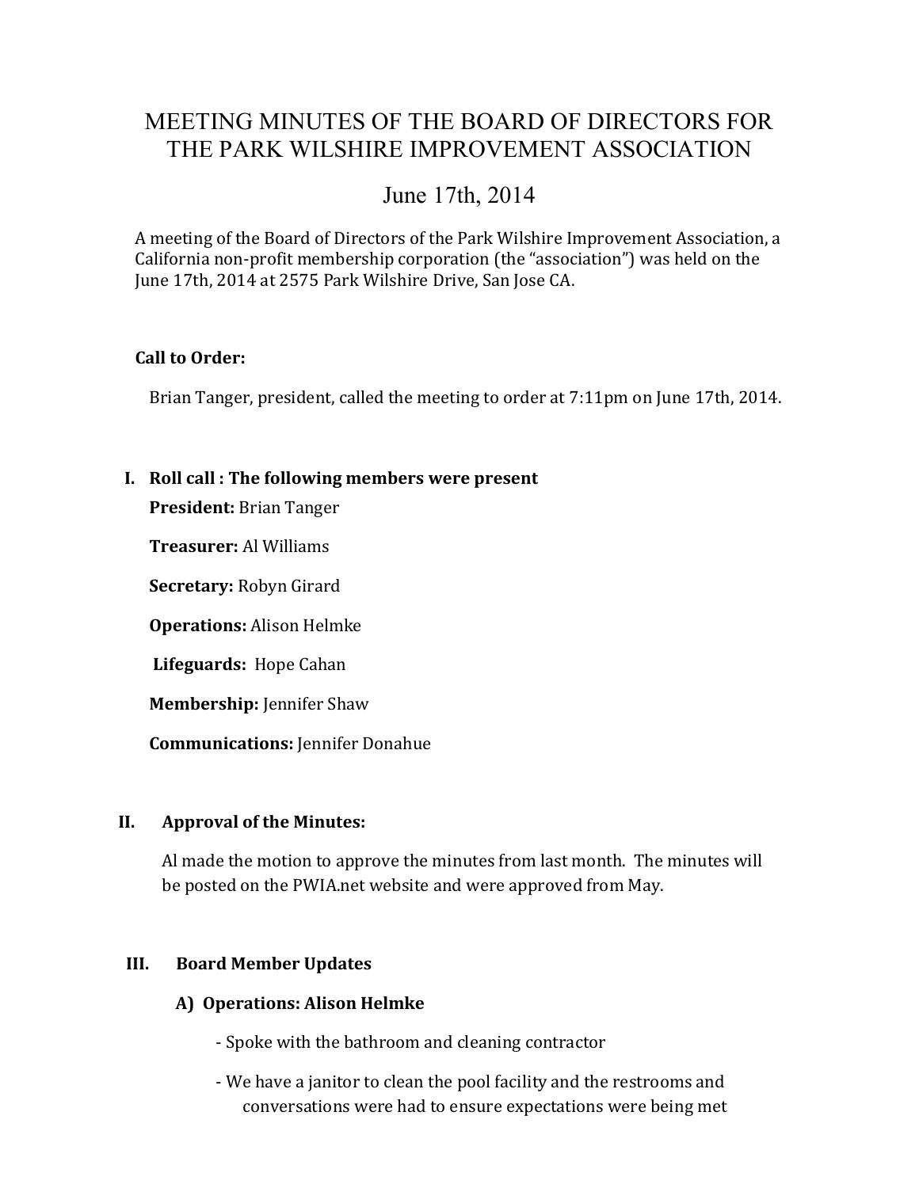# MEETING MINUTES OF THE BOARD OF DIRECTORS FOR THE PARK WILSHIRE IMPROVEMENT ASSOCIATION

## June 17th, 2014

A meeting of the Board of Directors of the Park Wilshire Improvement Association, a California non-profit membership corporation (the "association") was held on the June 17th, 2014 at 2575 Park Wilshire Drive, San Jose CA.

**Call to Order:**

Brian Tanger, president, called the meeting to order at 7:11pm on June 17th, 2014.

**I. Roll call : The following members were present**

**President:** Brian Tanger

**Treasurer:** Al Williams

**Secretary:** Robyn Girard

**Operations:** Alison Helmke

**Lifeguards:** Hope Cahan

**Membership:** Jennifer Shaw

**Communications:** Jennifer Donahue

**II. Approval of the Minutes:**

Al made the motion to approve the minutes from last month. The minutes will be posted on the PWIA.net website and were approved from May.

**III. Board Member Updates**

**A) Operations: Alison Helmke**

- Spoke with the bathroom and cleaning contractor
- We have a janitor to clean the pool facility and the restrooms and conversations were had to ensure expectations were being met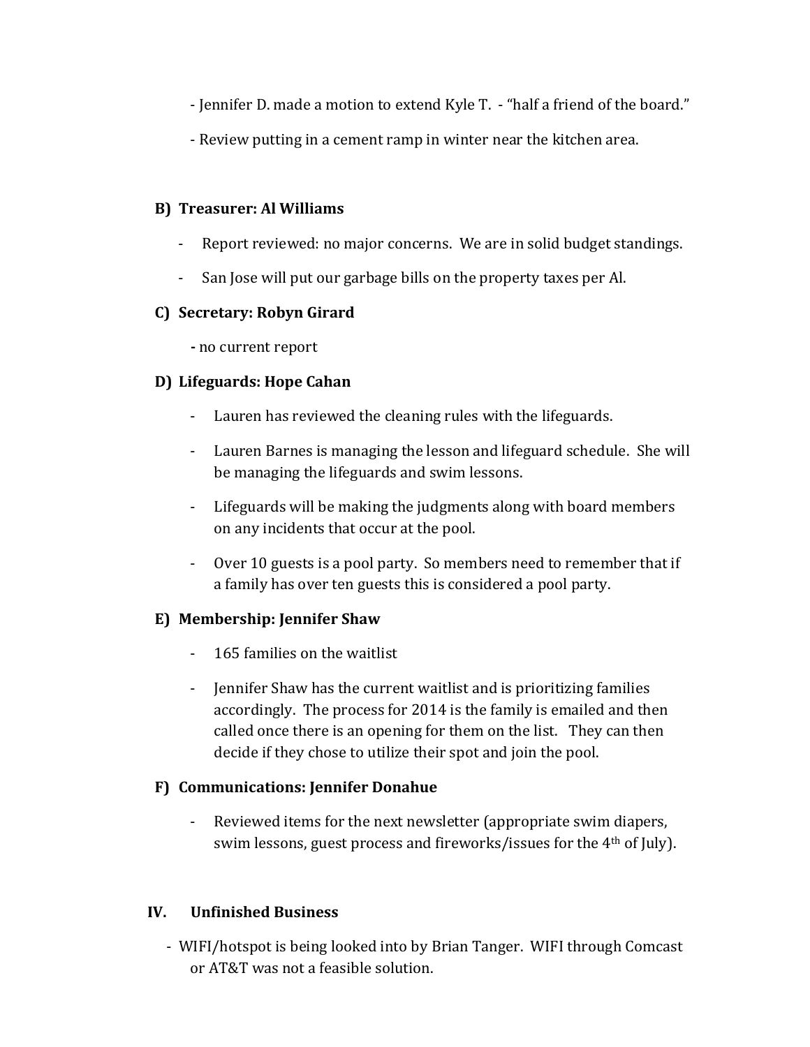- Jennifer D. made a motion to extend Kyle T. - "half a friend of the board."

- Review putting in a cement ramp in winter near the kitchen area.

**B) Treasurer: Al Williams**

- Report reviewed: no major concerns. We are in solid budget standings.
- San Jose will put our garbage bills on the property taxes per Al.

**C) Secretary: Robyn Girard**

- no current report

**D) Lifeguards: Hope Cahan**

- Lauren has reviewed the cleaning rules with the lifeguards.
- Lauren Barnes is managing the lesson and lifeguard schedule. She will be managing the lifeguards and swim lessons.
- Lifeguards will be making the judgments along with board members on any incidents that occur at the pool.
- Over 10 guests is a pool party. So members need to remember that if a family has over ten guests this is considered a pool party.

**E) Membership: Jennifer Shaw**

- 165 families on the waitlist
- Jennifer Shaw has the current waitlist and is prioritizing families accordingly. The process for 2014 is the family is emailed and then called once there is an opening for them on the list. They can then decide if they chose to utilize their spot and join the pool.

**F) Communications: Jennifer Donahue**

- Reviewed items for the next newsletter (appropriate swim diapers, swim lessons, guest process and fireworks/issues for the 4th of July).

## IV. Unfinished Business

- WIFI/hotspot is being looked into by Brian Tanger. WIFI through Comcast or AT&T was not a feasible solution.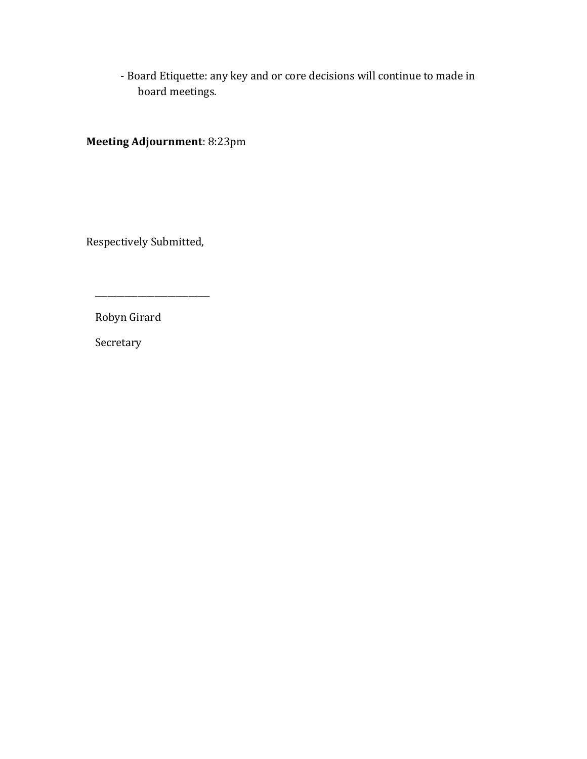- Board Etiquette: any key and or core decisions will continue to made in board meetings.

**Meeting Adjournment**: 8:23pm

Respectively Submitted,

\_\_\_\_\_\_\_\_\_\_\_\_\_\_\_\_\_\_\_\_\_\_\_\_\_\_

Robyn Girard

Secretary